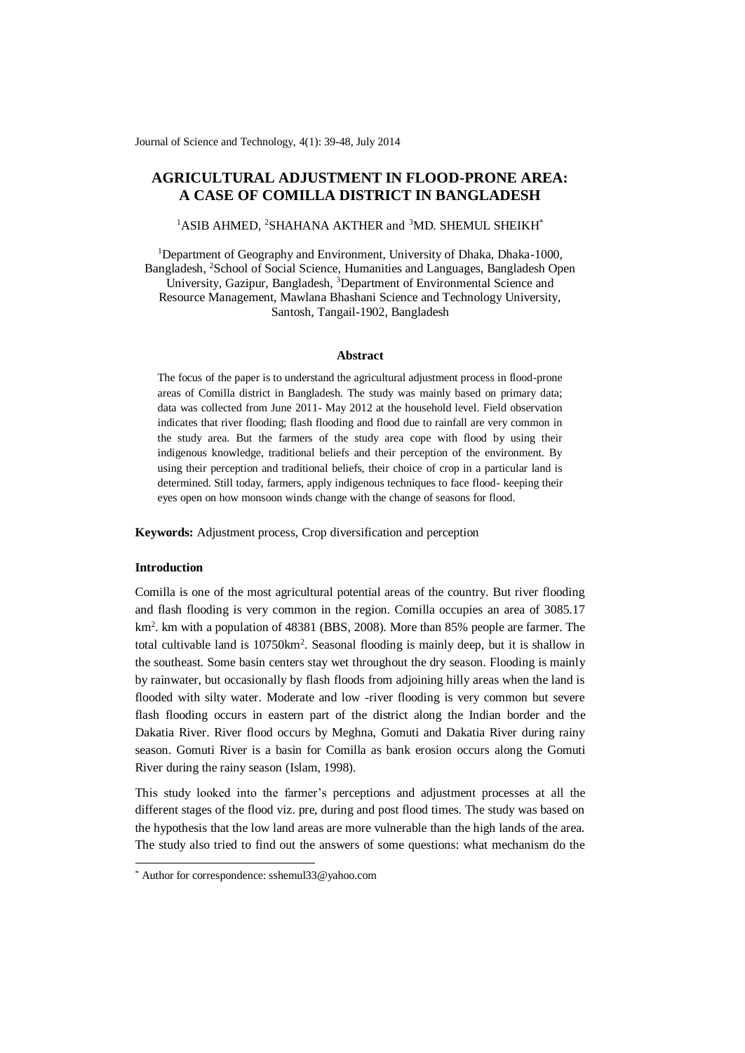# AGRICULTURAL ADJUSTMENT IN FLOOD-PRONE AREA: A CASE OF COMILLA DISTRICT IN BANGLADESH

[1]ASIB AHMED, [2]SHAHANA AKTHER and [3]MD. SHEMUL SHEIKH[*]

[1]Department of Geography and Environment, University of Dhaka, Dhaka-1000, Bangladesh, [2]School of Social Science, Humanities and Languages, Bangladesh Open University, Gazipur, Bangladesh, [3]Department of Environmental Science and Resource Management, Mawlana Bhashani Science and Technology University, Santosh, Tangail-1902, Bangladesh

## Abstract

The focus of the paper is to understand the agricultural adjustment process in flood-prone areas of Comilla district in Bangladesh. The study was mainly based on primary data; data was collected from June 2011- May 2012 at the household level. Field observation indicates that river flooding; flash flooding and flood due to rainfall are very common in the study area. But the farmers of the study area cope with flood by using their indigenous knowledge, traditional beliefs and their perception of the environment. By using their perception and traditional beliefs, their choice of crop in a particular land is determined. Still today, farmers, apply indigenous techniques to face flood- keeping their eyes open on how monsoon winds change with the change of seasons for flood.

**Keywords:** Adjustment process, Crop diversification and perception

### Introduction

Comilla is one of the most agricultural potential areas of the country. But river flooding and flash flooding is very common in the region. Comilla occupies an area of 3085.17 $km^2$. km with a population of 48381 (BBS, 2008). More than 85% people are farmer. The total cultivable land is $10750km^2$. Seasonal flooding is mainly deep, but it is shallow in the southeast. Some basin centers stay wet throughout the dry season. Flooding is mainly by rainwater, but occasionally by flash floods from adjoining hilly areas when the land is flooded with silty water. Moderate and low -river flooding is very common but severe flash flooding occurs in eastern part of the district along the Indian border and the Dakatia River. River flood occurs by Meghna, Gomuti and Dakatia River during rainy season. Gomuti River is a basin for Comilla as bank erosion occurs along the Gomuti River during the rainy season (Islam, 1998).

This study looked into the farmer's perceptions and adjustment processes at all the different stages of the flood viz. pre, during and post flood times. The study was based on the hypothesis that the low land areas are more vulnerable than the high lands of the area. The study also tried to find out the answers of some questions: what mechanism do the

[*] Author for correspondence: sshemul33@yahoo.com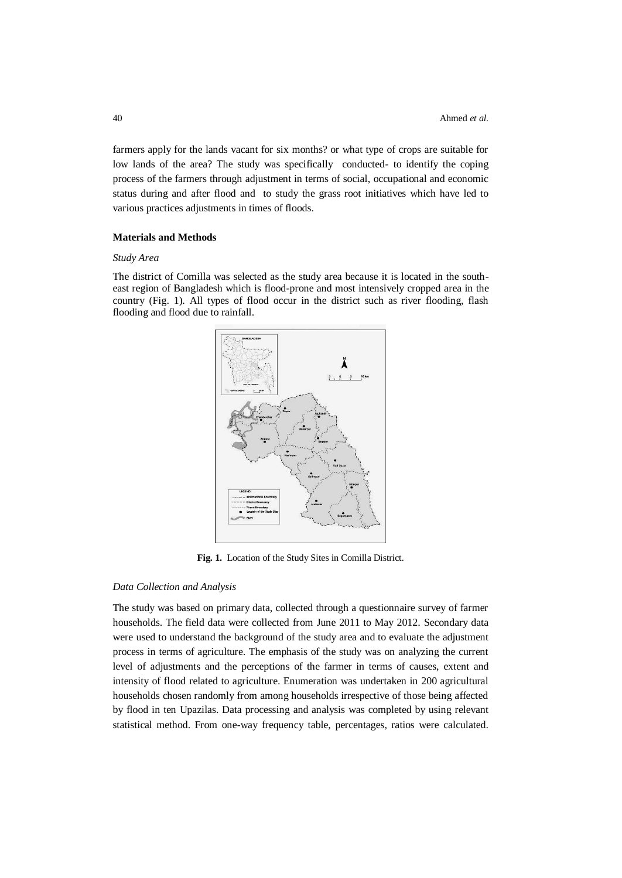farmers apply for the lands vacant for six months? or what type of crops are suitable for low lands of the area? The study was specifically conducted- to identify the coping process of the farmers through adjustment in terms of social, occupational and economic status during and after flood and to study the grass root initiatives which have led to various practices adjustments in times of floods.

## Materials and Methods

### *Study Area*

The district of Comilla was selected as the study area because it is located in the south-east region of Bangladesh which is flood-prone and most intensively cropped area in the country (Fig. 1). All types of flood occur in the district such as river flooding, flash flooding and flood due to rainfall.

**Fig. 1.** Location of the Study Sites in Comilla District.

### *Data Collection and Analysis*

The study was based on primary data, collected through a questionnaire survey of farmer households. The field data were collected from June 2011 to May 2012. Secondary data were used to understand the background of the study area and to evaluate the adjustment process in terms of agriculture. The emphasis of the study was on analyzing the current level of adjustments and the perceptions of the farmer in terms of causes, extent and intensity of flood related to agriculture. Enumeration was undertaken in 200 agricultural households chosen randomly from among households irrespective of those being affected by flood in ten Upazilas. Data processing and analysis was completed by using relevant statistical method. From one-way frequency table, percentages, ratios were calculated.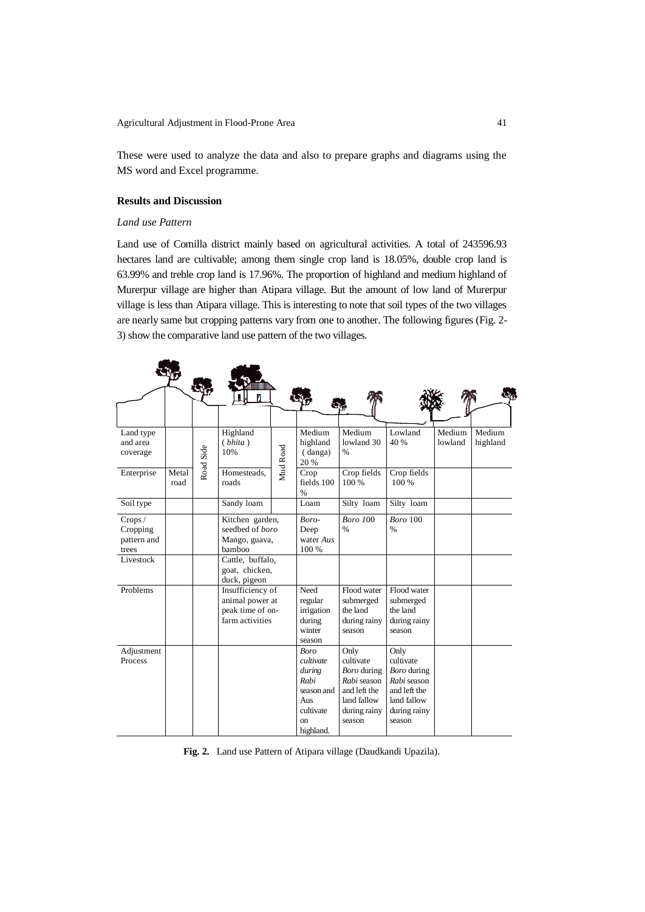These were used to analyze the data and also to prepare graphs and diagrams using the MS word and Excel programme.

## Results and Discussion

### *Land use Pattern*

Land use of Comilla district mainly based on agricultural activities. A total of 243596.93 hectares land are cultivable; among them single crop land is 18.05%, double crop land is 63.99% and treble crop land is 17.96%. The proportion of highland and medium highland of Murerpur village are higher than Atipara village. But the amount of low land of Murerpur village is less than Atipara village. This is interesting to note that soil types of the two villages are nearly same but cropping patterns vary from one to another. The following figures (Fig. 2-3) show the comparative land use pattern of the two villages.

| Land type and area coverage | | Road Side | Highland (*bhita*) 10% | Mud Road | Medium highland (danga) 20 % | Medium lowland 30 % | Lowland 40 % | Medium lowland | Medium highland |
|---|---|---|---|---|---|---|---|---|---|
| Enterprise | Metal road | | Homesteads, roads | | Crop fields 100 % | Crop fields 100 % | Crop fields 100 % | | |
| Soil type | | | Sandy loam | | Loam | Silty loam | Silty loam | | |
| Crops / Cropping pattern and trees | | | Kitchen garden, seedbed of *boro* Mango, guava, bamboo | | *Boro*- Deep water *Aus* 100 % | *Boro* 100 % | *Boro* 100 % | | |
| Livestock | | | Cattle, buffalo, goat, chicken, duck, pigeon | | | | | | |
| Problems | | | Insufficiency of animal power at peak time of on-farm activities | | Need regular irrigation during winter season | Flood water submerged the land during rainy season | Flood water submerged the land during rainy season | | |
| Adjustment Process | | | | | *Boro cultivate during Rabi* season and Aus cultivate on highland. | Only cultivate *Boro* during *Rabi* season and left the land fallow during rainy season | Only cultivate *Boro* during *Rabi* season and left the land fallow during rainy season | | |

**Fig. 2.** Land use Pattern of Atipara village (Daudkandi Upazila).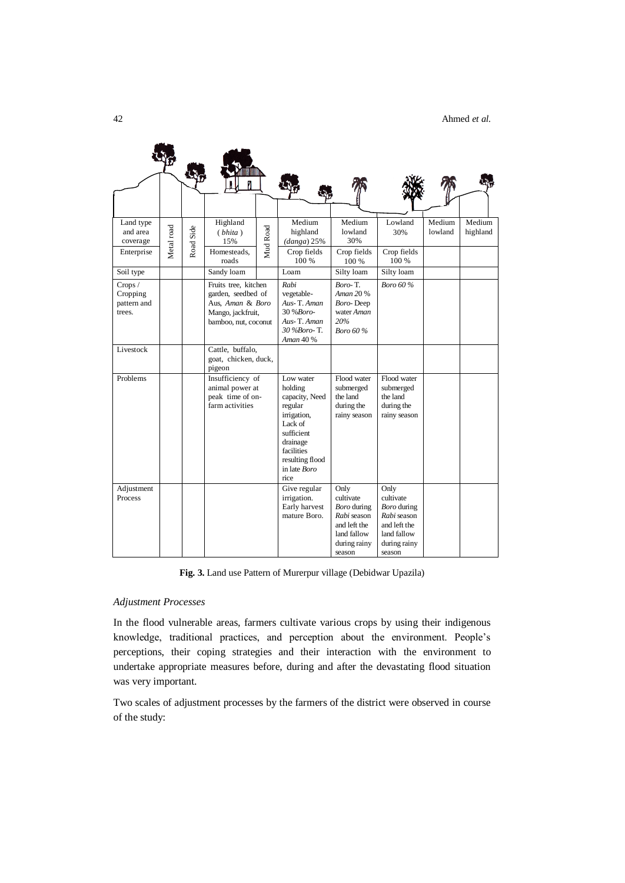| Land type and area coverage | Metal road | Road Side | Highland ( *bhita* ) 15% | Mud Road | Medium highland (*danga*) 25% | Medium lowland 30% | Lowland 30% | Medium lowland | Medium highland |
|---|---|---|---|---|---|---|---|---|---|
| Enterprise | | | Homesteads, roads | | Crop fields 100 % | Crop fields 100 % | Crop fields 100 % | | |
| Soil type | | | Sandy loam | | Loam | Silty loam | Silty loam | | |
| Crops / Cropping pattern and trees. | | | Fruits tree, kitchen garden, seedbed of Aus, *Aman* & *Boro* Mango, jackfruit, bamboo, nut, coconut | | *Rabi* vegetable-*Aus*- T. *Aman* 30 %*Boro*-*Aus*- T. *Aman* 30 %*Boro*- T. *Aman* 40 % | *Boro*- T. *Aman* 20 % *Boro*- Deep water *Aman* 20% *Boro 60 %* | *Boro 60 %* | | |
| Livestock | | | Cattle, buffalo, goat, chicken, duck, pigeon | | | | | | |
| Problems | | | Insufficiency of animal power at peak time of on-farm activities | | Low water holding capacity, Need regular irrigation, Lack of sufficient drainage facilities resulting flood in late *Boro* rice | Flood water submerged the land during the rainy season | Flood water submerged the land during the rainy season | | |
| Adjustment Process | | | | | Give regular irrigation. Early harvest mature Boro. | Only cultivate *Boro* during *Rabi* season and left the land fallow during rainy season | Only cultivate *Boro* during *Rabi* season and left the land fallow during rainy season | | |

**Fig. 3.** Land use Pattern of Murerpur village (Debidwar Upazila)

### *Adjustment Processes*

In the flood vulnerable areas, farmers cultivate various crops by using their indigenous knowledge, traditional practices, and perception about the environment. People's perceptions, their coping strategies and their interaction with the environment to undertake appropriate measures before, during and after the devastating flood situation was very important.

Two scales of adjustment processes by the farmers of the district were observed in course of the study: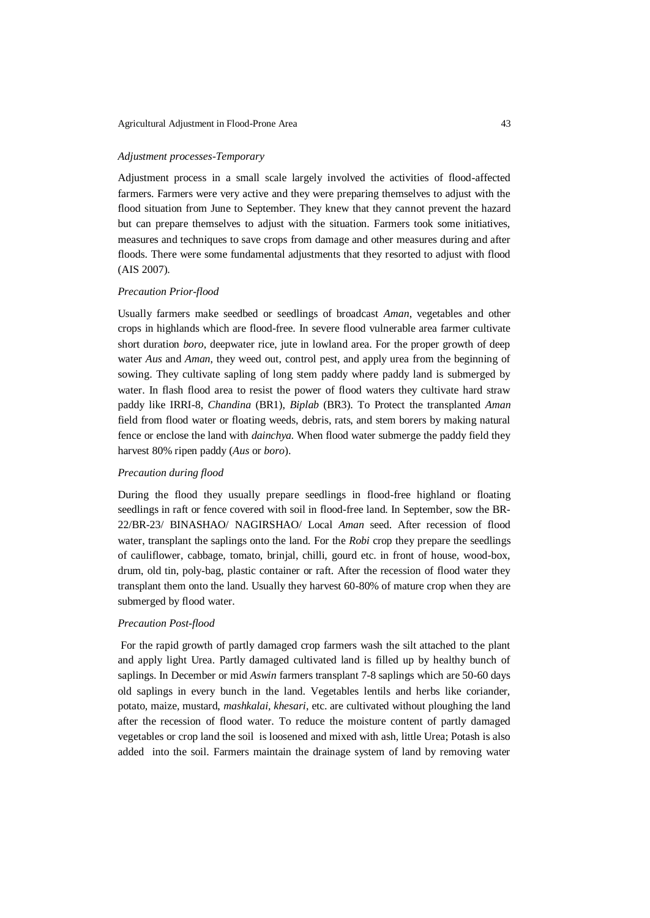*Adjustment processes-Temporary*

Adjustment process in a small scale largely involved the activities of flood-affected farmers. Farmers were very active and they were preparing themselves to adjust with the flood situation from June to September. They knew that they cannot prevent the hazard but can prepare themselves to adjust with the situation. Farmers took some initiatives, measures and techniques to save crops from damage and other measures during and after floods. There were some fundamental adjustments that they resorted to adjust with flood (AIS 2007).

*Precaution Prior-flood*

Usually farmers make seedbed or seedlings of broadcast *Aman*, vegetables and other crops in highlands which are flood-free. In severe flood vulnerable area farmer cultivate short duration *boro*, deepwater rice, jute in lowland area. For the proper growth of deep water *Aus* and *Aman*, they weed out, control pest, and apply urea from the beginning of sowing. They cultivate sapling of long stem paddy where paddy land is submerged by water. In flash flood area to resist the power of flood waters they cultivate hard straw paddy like IRRI-8, *Chandina* (BR1), *Biplab* (BR3). To Protect the transplanted *Aman* field from flood water or floating weeds, debris, rats, and stem borers by making natural fence or enclose the land with *dainchya.* When flood water submerge the paddy field they harvest 80% ripen paddy (*Aus* or *boro*).

*Precaution during flood*

During the flood they usually prepare seedlings in flood-free highland or floating seedlings in raft or fence covered with soil in flood-free land. In September, sow the BR-22/BR-23/ BINASHAO/ NAGIRSHAO/ Local *Aman* seed. After recession of flood water, transplant the saplings onto the land. For the *Robi* crop they prepare the seedlings of cauliflower, cabbage, tomato, brinjal, chilli, gourd etc. in front of house, wood-box, drum, old tin, poly-bag, plastic container or raft. After the recession of flood water they transplant them onto the land. Usually they harvest 60-80% of mature crop when they are submerged by flood water.

*Precaution Post-flood*

For the rapid growth of partly damaged crop farmers wash the silt attached to the plant and apply light Urea. Partly damaged cultivated land is filled up by healthy bunch of saplings. In December or mid *Aswin* farmers transplant 7-8 saplings which are 50-60 days old saplings in every bunch in the land. Vegetables lentils and herbs like coriander, potato, maize, mustard, *mashkalai*, *khesari*, etc. are cultivated without ploughing the land after the recession of flood water. To reduce the moisture content of partly damaged vegetables or crop land the soil is loosened and mixed with ash, little Urea; Potash is also added into the soil. Farmers maintain the drainage system of land by removing water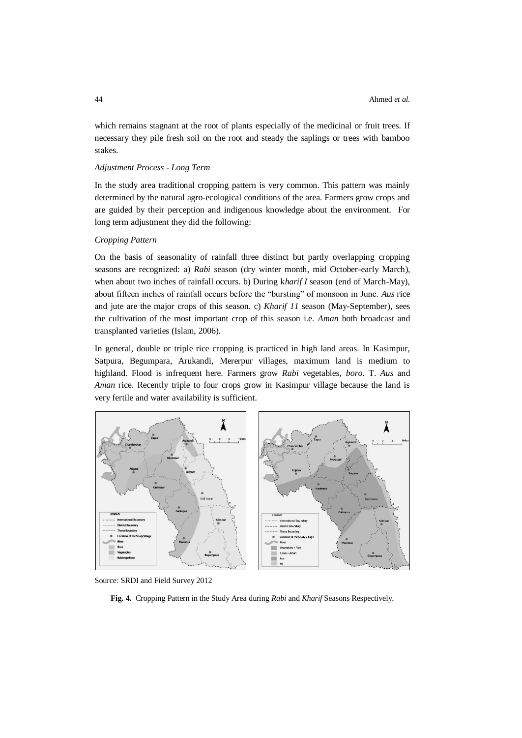which remains stagnant at the root of plants especially of the medicinal or fruit trees. If necessary they pile fresh soil on the root and steady the saplings or trees with bamboo stakes.

*Adjustment Process - Long Term*

In the study area traditional cropping pattern is very common. This pattern was mainly determined by the natural agro-ecological conditions of the area. Farmers grow crops and are guided by their perception and indigenous knowledge about the environment. For long term adjustment they did the following:

*Cropping Pattern*

On the basis of seasonality of rainfall three distinct but partly overlapping cropping seasons are recognized: a) *Rabi* season (dry winter month, mid October-early March), when about two inches of rainfall occurs. b) During k*harif I* season (end of March-May), about fifteen inches of rainfall occurs before the "bursting" of monsoon in June. *Aus* rice and jute are the major crops of this season. c) *Kharif 11* season (May-September), sees the cultivation of the most important crop of this season i.e. *Aman* both broadcast and transplanted varieties (Islam, 2006).

In general, double or triple rice cropping is practiced in high land areas. In Kasimpur, Satpura, Begumpara, Arukandi, Mererpur villages, maximum land is medium to highland. Flood is infrequent here. Farmers grow *Rabi* vegetables, *boro*. T. *Aus* and *Aman* rice. Recently triple to four crops grow in Kasimpur village because the land is very fertile and water availability is sufficient.

Source: SRDI and Field Survey 2012

**Fig. 4.** Cropping Pattern in the Study Area during *Rabi* and *Kharif* Seasons Respectively.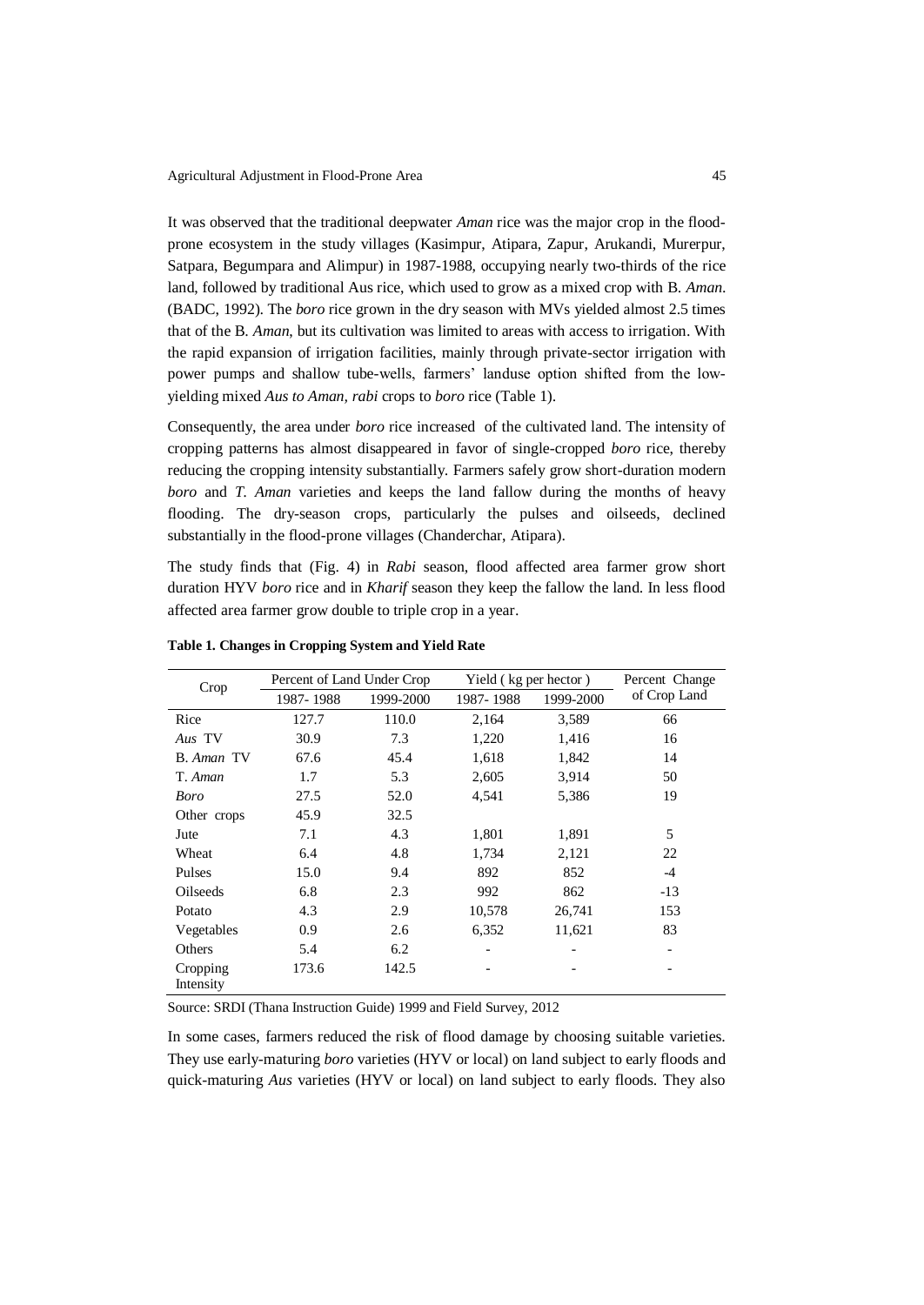It was observed that the traditional deepwater *Aman* rice was the major crop in the flood-prone ecosystem in the study villages (Kasimpur, Atipara, Zapur, Arukandi, Murerpur, Satpara, Begumpara and Alimpur) in 1987-1988, occupying nearly two-thirds of the rice land, followed by traditional Aus rice, which used to grow as a mixed crop with B. *Aman*. (BADC, 1992). The *boro* rice grown in the dry season with MVs yielded almost 2.5 times that of the B. *Aman*, but its cultivation was limited to areas with access to irrigation. With the rapid expansion of irrigation facilities, mainly through private-sector irrigation with power pumps and shallow tube-wells, farmers' landuse option shifted from the low-yielding mixed *Aus to Aman, rabi* crops to *boro* rice (Table 1).

Consequently, the area under *boro* rice increased of the cultivated land. The intensity of cropping patterns has almost disappeared in favor of single-cropped *boro* rice, thereby reducing the cropping intensity substantially. Farmers safely grow short-duration modern *boro* and *T. Aman* varieties and keeps the land fallow during the months of heavy flooding. The dry-season crops, particularly the pulses and oilseeds, declined substantially in the flood-prone villages (Chanderchar, Atipara).

The study finds that (Fig. 4) in *Rabi* season, flood affected area farmer grow short duration HYV *boro* rice and in *Kharif* season they keep the fallow the land. In less flood affected area farmer grow double to triple crop in a year.

**Table 1. Changes in Cropping System and Yield Rate**

| Crop | Percent of Land Under Crop | | Yield ( kg per hector ) | | Percent Change of Crop Land |
|---|---|---|---|---|---|
| | 1987- 1988 | 1999-2000 | 1987- 1988 | 1999-2000 | |
| Rice | 127.7 | 110.0 | 2,164 | 3,589 | 66 |
| *Aus* TV | 30.9 | 7.3 | 1,220 | 1,416 | 16 |
| B. *Aman* TV | 67.6 | 45.4 | 1,618 | 1,842 | 14 |
| T. *Aman* | 1.7 | 5.3 | 2,605 | 3,914 | 50 |
| *Boro* | 27.5 | 52.0 | 4,541 | 5,386 | 19 |
| Other crops | 45.9 | 32.5 | | | |
| Jute | 7.1 | 4.3 | 1,801 | 1,891 | 5 |
| Wheat | 6.4 | 4.8 | 1,734 | 2,121 | 22 |
| Pulses | 15.0 | 9.4 | 892 | 852 | -4 |
| Oilseeds | 6.8 | 2.3 | 992 | 862 | -13 |
| Potato | 4.3 | 2.9 | 10,578 | 26,741 | 153 |
| Vegetables | 0.9 | 2.6 | 6,352 | 11,621 | 83 |
| Others | 5.4 | 6.2 | - | - | - |
| Cropping Intensity | 173.6 | 142.5 | - | - | - |

Source: SRDI (Thana Instruction Guide) 1999 and Field Survey, 2012

In some cases, farmers reduced the risk of flood damage by choosing suitable varieties. They use early-maturing *boro* varieties (HYV or local) on land subject to early floods and quick-maturing *Aus* varieties (HYV or local) on land subject to early floods. They also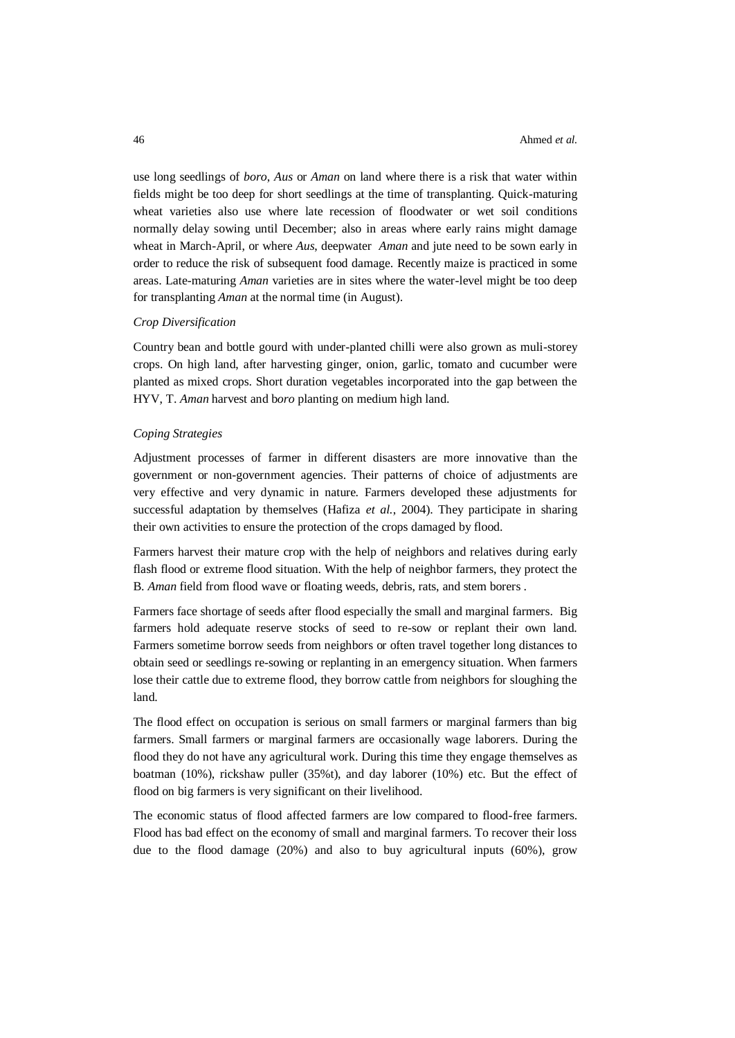use long seedlings of *boro*, *Aus* or *Aman* on land where there is a risk that water within fields might be too deep for short seedlings at the time of transplanting. Quick-maturing wheat varieties also use where late recession of floodwater or wet soil conditions normally delay sowing until December; also in areas where early rains might damage wheat in March-April, or where *Aus*, deepwater *Aman* and jute need to be sown early in order to reduce the risk of subsequent food damage. Recently maize is practiced in some areas. Late-maturing *Aman* varieties are in sites where the water-level might be too deep for transplanting *Aman* at the normal time (in August).

*Crop Diversification*

Country bean and bottle gourd with under-planted chilli were also grown as muli-storey crops. On high land, after harvesting ginger, onion, garlic, tomato and cucumber were planted as mixed crops. Short duration vegetables incorporated into the gap between the HYV, T. *Aman* harvest and b*oro* planting on medium high land.

*Coping Strategies*

Adjustment processes of farmer in different disasters are more innovative than the government or non-government agencies. Their patterns of choice of adjustments are very effective and very dynamic in nature. Farmers developed these adjustments for successful adaptation by themselves (Hafiza *et al.*, 2004). They participate in sharing their own activities to ensure the protection of the crops damaged by flood.

Farmers harvest their mature crop with the help of neighbors and relatives during early flash flood or extreme flood situation. With the help of neighbor farmers, they protect the B. *Aman* field from flood wave or floating weeds, debris, rats, and stem borers .

Farmers face shortage of seeds after flood especially the small and marginal farmers. Big farmers hold adequate reserve stocks of seed to re-sow or replant their own land. Farmers sometime borrow seeds from neighbors or often travel together long distances to obtain seed or seedlings re-sowing or replanting in an emergency situation. When farmers lose their cattle due to extreme flood, they borrow cattle from neighbors for sloughing the land.

The flood effect on occupation is serious on small farmers or marginal farmers than big farmers. Small farmers or marginal farmers are occasionally wage laborers. During the flood they do not have any agricultural work. During this time they engage themselves as boatman (10%), rickshaw puller (35%t), and day laborer (10%) etc. But the effect of flood on big farmers is very significant on their livelihood.

The economic status of flood affected farmers are low compared to flood-free farmers. Flood has bad effect on the economy of small and marginal farmers. To recover their loss due to the flood damage (20%) and also to buy agricultural inputs (60%), grow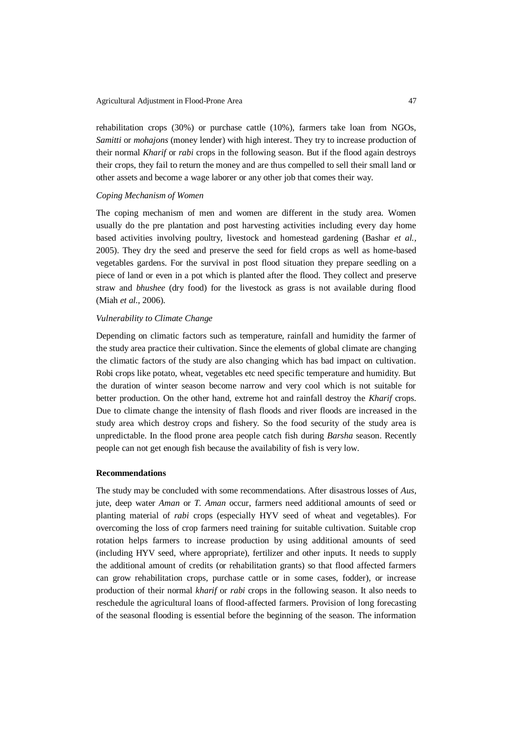rehabilitation crops (30%) or purchase cattle (10%), farmers take loan from NGOs, *Samitti* or *mohajons* (money lender) with high interest. They try to increase production of their normal *Kharif* or *rabi* crops in the following season. But if the flood again destroys their crops, they fail to return the money and are thus compelled to sell their small land or other assets and become a wage laborer or any other job that comes their way.

*Coping Mechanism of Women*

The coping mechanism of men and women are different in the study area. Women usually do the pre plantation and post harvesting activities including every day home based activities involving poultry, livestock and homestead gardening (Bashar *et al.*, 2005). They dry the seed and preserve the seed for field crops as well as home-based vegetables gardens. For the survival in post flood situation they prepare seedling on a piece of land or even in a pot which is planted after the flood. They collect and preserve straw and *bhushee* (dry food) for the livestock as grass is not available during flood (Miah *et al.*, 2006).

*Vulnerability to Climate Change*

Depending on climatic factors such as temperature, rainfall and humidity the farmer of the study area practice their cultivation. Since the elements of global climate are changing the climatic factors of the study are also changing which has bad impact on cultivation. Robi crops like potato, wheat, vegetables etc need specific temperature and humidity. But the duration of winter season become narrow and very cool which is not suitable for better production. On the other hand, extreme hot and rainfall destroy the *Kharif* crops. Due to climate change the intensity of flash floods and river floods are increased in the study area which destroy crops and fishery. So the food security of the study area is unpredictable. In the flood prone area people catch fish during *Barsha* season. Recently people can not get enough fish because the availability of fish is very low.

**Recommendations**

The study may be concluded with some recommendations. After disastrous losses of *Aus*, jute, deep water *Aman* or *T. Aman* occur, farmers need additional amounts of seed or planting material of *rabi* crops (especially HYV seed of wheat and vegetables). For overcoming the loss of crop farmers need training for suitable cultivation. Suitable crop rotation helps farmers to increase production by using additional amounts of seed (including HYV seed, where appropriate), fertilizer and other inputs. It needs to supply the additional amount of credits (or rehabilitation grants) so that flood affected farmers can grow rehabilitation crops, purchase cattle or in some cases, fodder), or increase production of their normal *kharif* or *rabi* crops in the following season. It also needs to reschedule the agricultural loans of flood-affected farmers. Provision of long forecasting of the seasonal flooding is essential before the beginning of the season. The information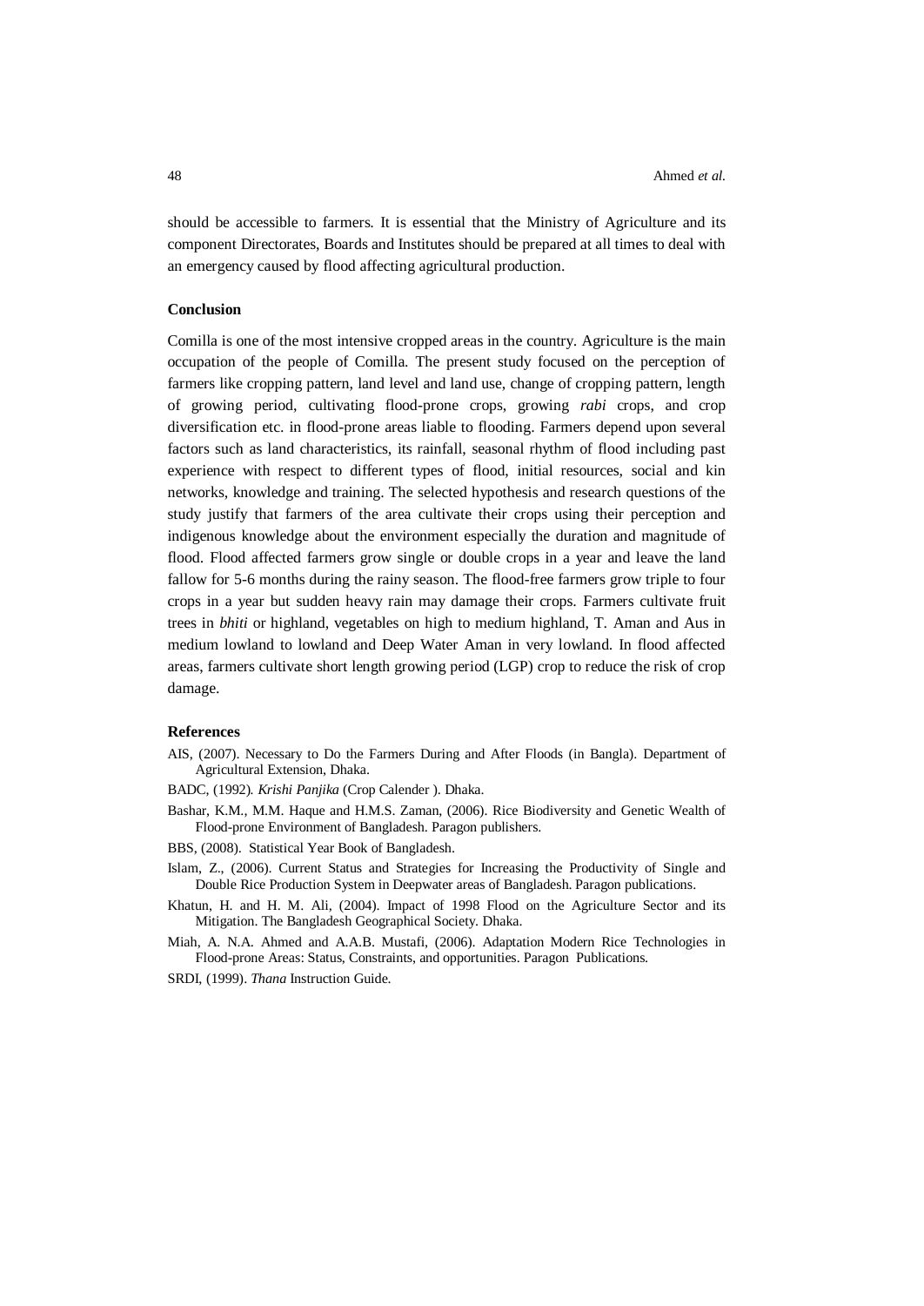should be accessible to farmers. It is essential that the Ministry of Agriculture and its component Directorates, Boards and Institutes should be prepared at all times to deal with an emergency caused by flood affecting agricultural production.

## Conclusion

Comilla is one of the most intensive cropped areas in the country. Agriculture is the main occupation of the people of Comilla. The present study focused on the perception of farmers like cropping pattern, land level and land use, change of cropping pattern, length of growing period, cultivating flood-prone crops, growing *rabi* crops, and crop diversification etc. in flood-prone areas liable to flooding. Farmers depend upon several factors such as land characteristics, its rainfall, seasonal rhythm of flood including past experience with respect to different types of flood, initial resources, social and kin networks, knowledge and training. The selected hypothesis and research questions of the study justify that farmers of the area cultivate their crops using their perception and indigenous knowledge about the environment especially the duration and magnitude of flood. Flood affected farmers grow single or double crops in a year and leave the land fallow for 5-6 months during the rainy season. The flood-free farmers grow triple to four crops in a year but sudden heavy rain may damage their crops. Farmers cultivate fruit trees in *bhiti* or highland, vegetables on high to medium highland, T. Aman and Aus in medium lowland to lowland and Deep Water Aman in very lowland. In flood affected areas, farmers cultivate short length growing period (LGP) crop to reduce the risk of crop damage.

## References

AIS, (2007). Necessary to Do the Farmers During and After Floods (in Bangla). Department of Agricultural Extension, Dhaka.

BADC, (1992). *Krishi Panjika* (Crop Calender ). Dhaka.

Bashar, K.M., M.M. Haque and H.M.S. Zaman, (2006). Rice Biodiversity and Genetic Wealth of Flood-prone Environment of Bangladesh. Paragon publishers.

BBS, (2008). Statistical Year Book of Bangladesh.

Islam, Z., (2006). Current Status and Strategies for Increasing the Productivity of Single and Double Rice Production System in Deepwater areas of Bangladesh. Paragon publications.

Khatun, H. and H. M. Ali, (2004). Impact of 1998 Flood on the Agriculture Sector and its Mitigation. The Bangladesh Geographical Society. Dhaka.

Miah, A. N.A. Ahmed and A.A.B. Mustafi, (2006). Adaptation Modern Rice Technologies in Flood-prone Areas: Status, Constraints, and opportunities. Paragon Publications.

SRDI, (1999). *Thana* Instruction Guide.